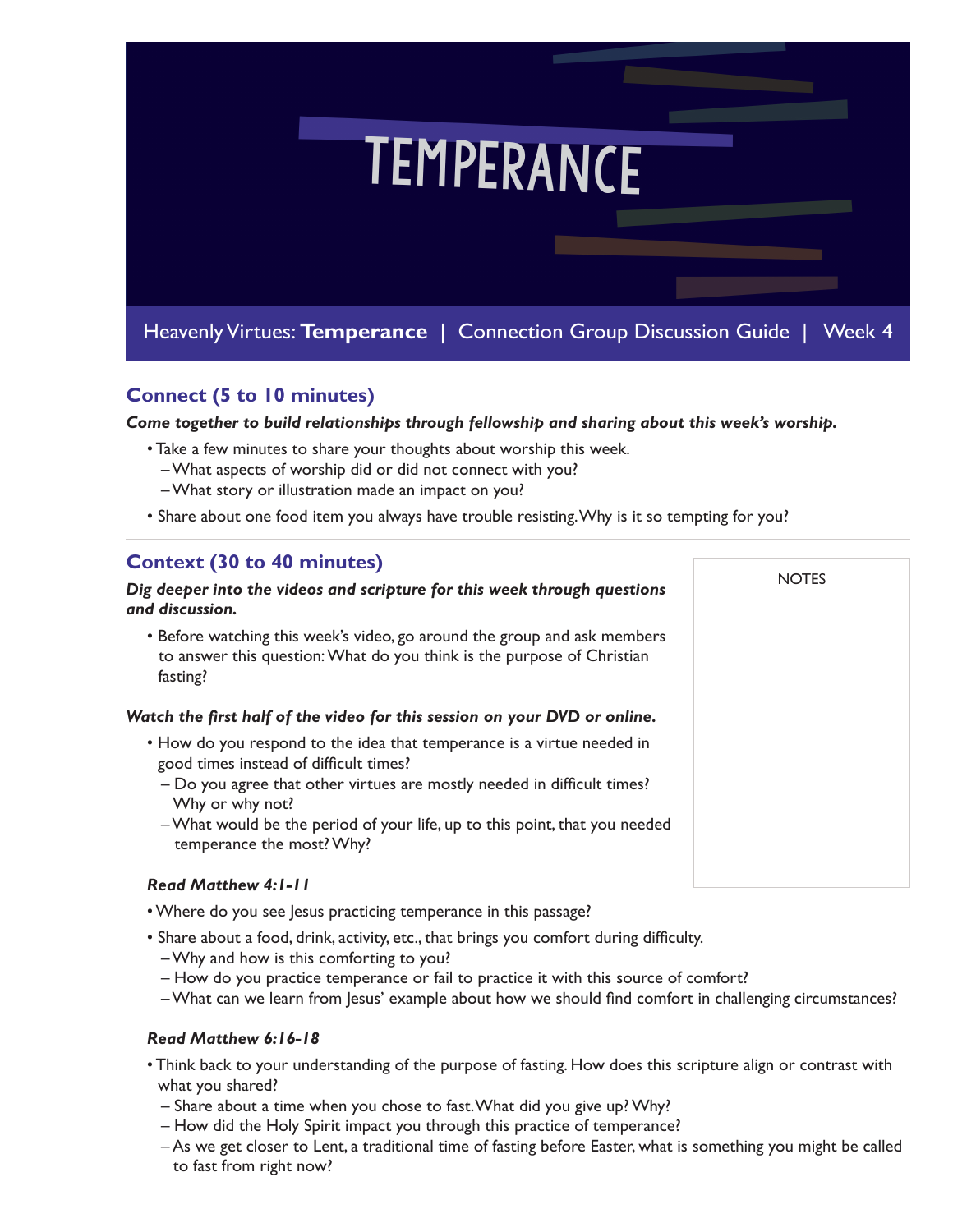# TEMPERANCE

Heavenly Virtues: **Temperance** | Connection Group Discussion Guide | Week 4

## Connect (5 to 10 minutes)

***Come together to build relationships through fellowship and sharing about this week's worship.***

- Take a few minutes to share your thoughts about worship this week.
  - What aspects of worship did or did not connect with you?
  - What story or illustration made an impact on you?
- Share about one food item you always have trouble resisting. Why is it so tempting for you?

## Context (30 to 40 minutes)

***Dig deeper into the videos and scripture for this week through questions and discussion.***

- Before watching this week's video, go around the group and ask members to answer this question: What do you think is the purpose of Christian fasting?

***Watch the first half of the video for this session on your DVD or online.***

- How do you respond to the idea that temperance is a virtue needed in good times instead of difficult times?
  - Do you agree that other virtues are mostly needed in difficult times? Why or why not?
  - What would be the period of your life, up to this point, that you needed temperance the most? Why?

NOTES

***Read Matthew 4:1-11***

- Where do you see Jesus practicing temperance in this passage?
- Share about a food, drink, activity, etc., that brings you comfort during difficulty.
  - Why and how is this comforting to you?
  - How do you practice temperance or fail to practice it with this source of comfort?
  - What can we learn from Jesus' example about how we should find comfort in challenging circumstances?

***Read Matthew 6:16-18***

- Think back to your understanding of the purpose of fasting. How does this scripture align or contrast with what you shared?
  - Share about a time when you chose to fast. What did you give up? Why?
  - How did the Holy Spirit impact you through this practice of temperance?
  - As we get closer to Lent, a traditional time of fasting before Easter, what is something you might be called to fast from right now?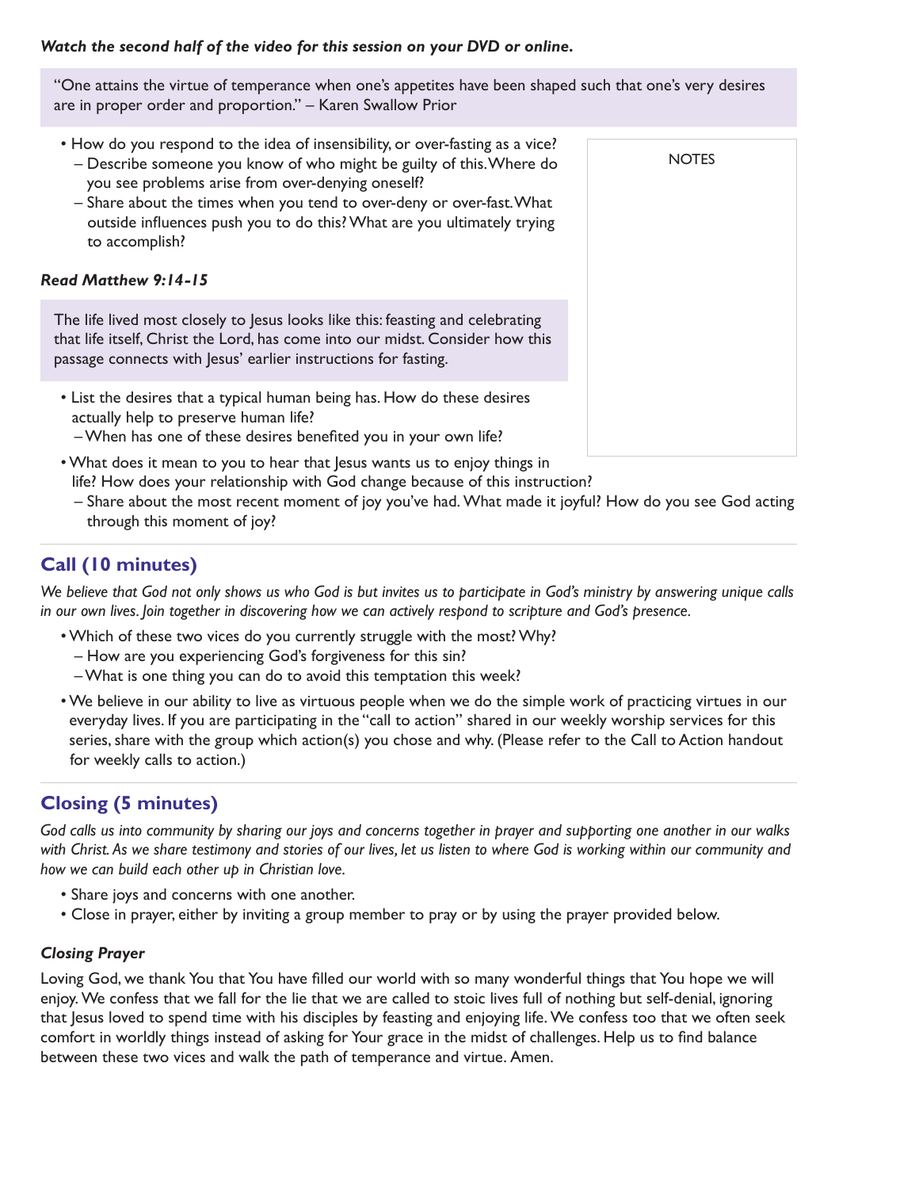***Watch the second half of the video for this session on your DVD or online.***

> "One attains the virtue of temperance when one's appetites have been shaped such that one's very desires are in proper order and proportion." – Karen Swallow Prior

- How do you respond to the idea of insensibility, or over-fasting as a vice?
  - Describe someone you know of who might be guilty of this. Where do you see problems arise from over-denying oneself?
  - Share about the times when you tend to over-deny or over-fast. What outside influences push you to do this? What are you ultimately trying to accomplish?

NOTES

***Read Matthew 9:14-15***

> The life lived most closely to Jesus looks like this: feasting and celebrating that life itself, Christ the Lord, has come into our midst. Consider how this passage connects with Jesus' earlier instructions for fasting.

- List the desires that a typical human being has. How do these desires actually help to preserve human life?
  - When has one of these desires benefited you in your own life?
- What does it mean to you to hear that Jesus wants us to enjoy things in life? How does your relationship with God change because of this instruction?
  - Share about the most recent moment of joy you've had. What made it joyful? How do you see God acting through this moment of joy?

## Call (10 minutes)

*We believe that God not only shows us who God is but invites us to participate in God's ministry by answering unique calls in our own lives. Join together in discovering how we can actively respond to scripture and God's presence.*

- Which of these two vices do you currently struggle with the most? Why?
  - How are you experiencing God's forgiveness for this sin?
  - What is one thing you can do to avoid this temptation this week?
- We believe in our ability to live as virtuous people when we do the simple work of practicing virtues in our everyday lives. If you are participating in the "call to action" shared in our weekly worship services for this series, share with the group which action(s) you chose and why. (Please refer to the Call to Action handout for weekly calls to action.)

## Closing (5 minutes)

*God calls us into community by sharing our joys and concerns together in prayer and supporting one another in our walks with Christ. As we share testimony and stories of our lives, let us listen to where God is working within our community and how we can build each other up in Christian love.*

- Share joys and concerns with one another.
- Close in prayer, either by inviting a group member to pray or by using the prayer provided below.

***Closing Prayer***

Loving God, we thank You that You have filled our world with so many wonderful things that You hope we will enjoy. We confess that we fall for the lie that we are called to stoic lives full of nothing but self-denial, ignoring that Jesus loved to spend time with his disciples by feasting and enjoying life. We confess too that we often seek comfort in worldly things instead of asking for Your grace in the midst of challenges. Help us to find balance between these two vices and walk the path of temperance and virtue. Amen.